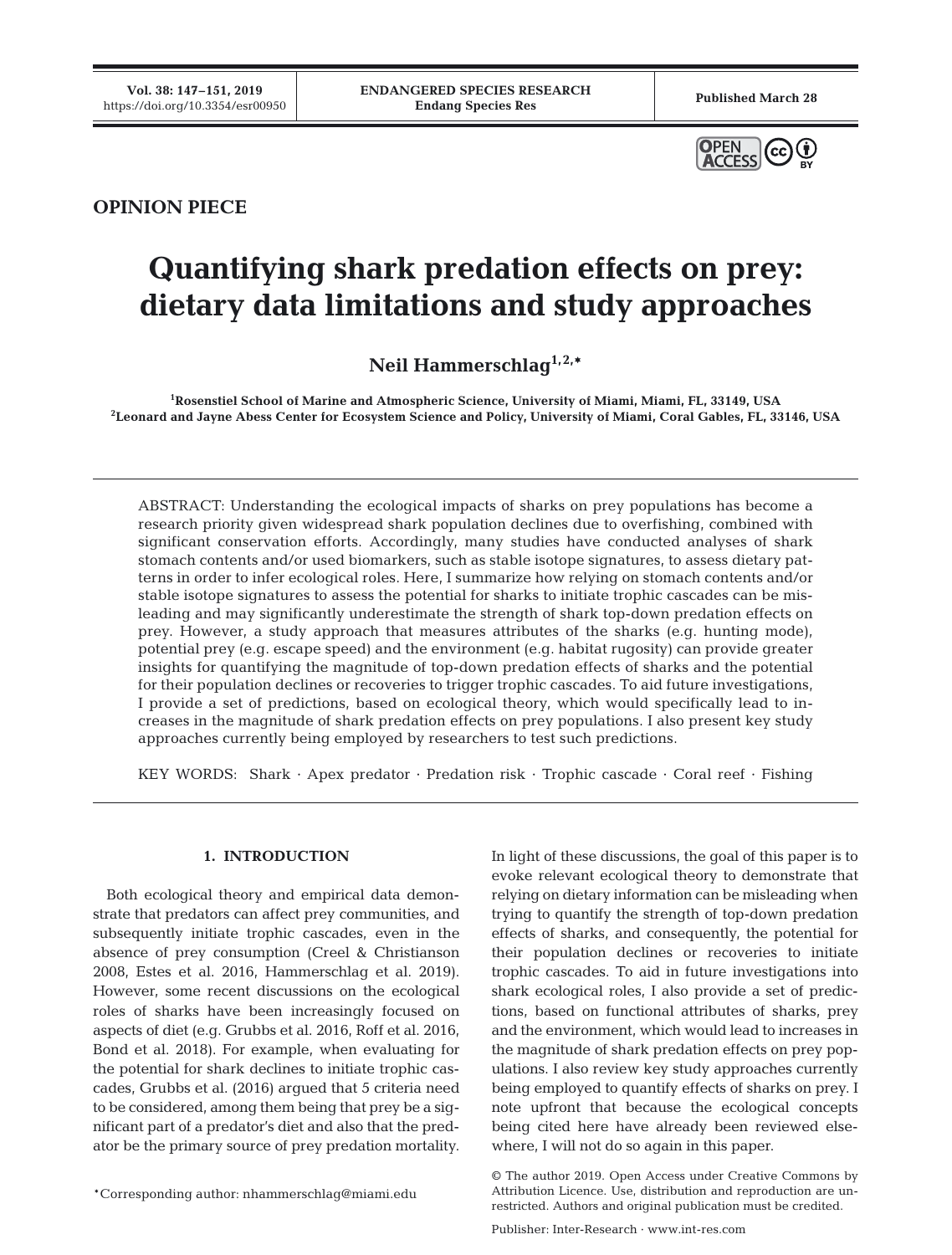OPINION PIECE

# Quantifying shark predation effects on prey: dietary data limitations and study approaches

**Neil Hammerschlag[1,2,*]**

[1]Rosenstiel School of Marine and Atmospheric Science, University of Miami, Miami, FL, 33149, USA
[2]Leonard and Jayne Abess Center for Ecosystem Science and Policy, University of Miami, Coral Gables, FL, 33146, USA

ABSTRACT: Understanding the ecological impacts of sharks on prey populations has become a research priority given widespread shark population declines due to overfishing, combined with significant conservation efforts. Accordingly, many studies have conducted analyses of shark stomach contents and/or used biomarkers, such as stable isotope signatures, to assess dietary patterns in order to infer ecological roles. Here, I summarize how relying on stomach contents and/or stable isotope signatures to assess the potential for sharks to initiate trophic cascades can be misleading and may significantly underestimate the strength of shark top-down predation effects on prey. However, a study approach that measures attributes of the sharks (e.g. hunting mode), potential prey (e.g. escape speed) and the environment (e.g. habitat rugosity) can provide greater insights for quantifying the magnitude of top-down predation effects of sharks and the potential for their population declines or recoveries to trigger trophic cascades. To aid future investigations, I provide a set of predictions, based on ecological theory, which would specifically lead to increases in the magnitude of shark predation effects on prey populations. I also present key study approaches currently being employed by researchers to test such predictions.

KEY WORDS: Shark · Apex predator · Predation risk · Trophic cascade · Coral reef · Fishing

## 1. INTRODUCTION

Both ecological theory and empirical data demonstrate that predators can affect prey communities, and subsequently initiate trophic cascades, even in the absence of prey consumption (Creel & Christianson 2008, Estes et al. 2016, Hammerschlag et al. 2019). However, some recent discussions on the ecological roles of sharks have been increasingly focused on aspects of diet (e.g. Grubbs et al. 2016, Roff et al. 2016, Bond et al. 2018). For example, when evaluating for the potential for shark declines to initiate trophic cascades, Grubbs et al. (2016) argued that 5 criteria need to be considered, among them being that prey be a significant part of a predator's diet and also that the predator be the primary source of prey predation mortality. In light of these discussions, the goal of this paper is to evoke relevant ecological theory to demonstrate that relying on dietary information can be misleading when trying to quantify the strength of top-down predation effects of sharks, and consequently, the potential for their population declines or recoveries to initiate trophic cascades. To aid in future investigations into shark ecological roles, I also provide a set of predictions, based on functional attributes of sharks, prey and the environment, which would lead to increases in the magnitude of shark predation effects on prey populations. I also review key study approaches currently being employed to quantify effects of sharks on prey. I note upfront that because the ecological concepts being cited here have already been reviewed elsewhere, I will not do so again in this paper.

*Corresponding author: nhammerschlag@miami.edu

© The author 2019. Open Access under Creative Commons by Attribution Licence. Use, distribution and reproduction are unrestricted. Authors and original publication must be credited.

Publisher: Inter-Research · www.int-res.com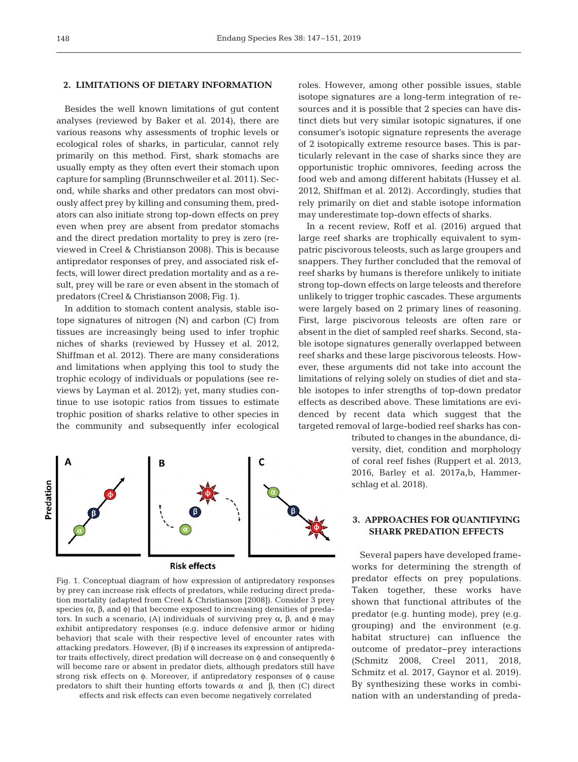## 2. LIMITATIONS OF DIETARY INFORMATION

Besides the well known limitations of gut content analyses (reviewed by Baker et al. 2014), there are various reasons why assessments of trophic levels or ecological roles of sharks, in particular, cannot rely primarily on this method. First, shark stomachs are usually empty as they often evert their stomach upon capture for sampling (Brunnschweiler et al. 2011). Second, while sharks and other predators can most obviously affect prey by killing and consuming them, predators can also initiate strong top-down effects on prey even when prey are absent from predator stomachs and the direct predation mortality to prey is zero (reviewed in Creel & Christianson 2008). This is because antipredator responses of prey, and associated risk effects, will lower direct predation mortality and as a result, prey will be rare or even absent in the stomach of predators (Creel & Christianson 2008; Fig. 1).

In addition to stomach content analysis, stable isotope signatures of nitrogen (N) and carbon (C) from tissues are increasingly being used to infer trophic niches of sharks (reviewed by Hussey et al. 2012, Shiffman et al. 2012). There are many considerations and limitations when applying this tool to study the trophic ecology of individuals or populations (see reviews by Layman et al. 2012); yet, many studies continue to use isotopic ratios from tissues to estimate trophic position of sharks relative to other species in the community and subsequently infer ecological roles. However, among other possible issues, stable isotope signatures are a long-term integration of resources and it is possible that 2 species can have distinct diets but very similar isotopic signatures, if one consumer's isotopic signature represents the average of 2 isotopically extreme resource bases. This is particularly relevant in the case of sharks since they are opportunistic trophic omnivores, feeding across the food web and among different habitats (Hussey et al. 2012, Shiffman et al. 2012). Accordingly, studies that rely primarily on diet and stable isotope information may underestimate top-down effects of sharks.

In a recent review, Roff et al. (2016) argued that large reef sharks are trophically equivalent to sympatric piscivorous teleosts, such as large groupers and snappers. They further concluded that the removal of reef sharks by humans is therefore unlikely to initiate strong top-down effects on large teleosts and therefore unlikely to trigger trophic cascades. These arguments were largely based on 2 primary lines of reasoning. First, large piscivorous teleosts are often rare or absent in the diet of sampled reef sharks. Second, stable isotope signatures generally overlapped between reef sharks and these large piscivorous teleosts. However, these arguments did not take into account the limitations of relying solely on studies of diet and stable isotopes to infer strengths of top-down predator effects as described above. These limitations are evidenced by recent data which suggest that the targeted removal of large-bodied reef sharks has contributed to changes in the abundance, diversity, diet, condition and morphology of coral reef fishes (Ruppert et al. 2013, 2016, Barley et al. 2017a,b, Hammerschlag et al. 2018).

Fig. 1. Conceptual diagram of how expression of antipredatory responses by prey can increase risk effects of predators, while reducing direct predation mortality (adapted from Creel & Christianson [2008]). Consider 3 prey species ($\alpha$, $\beta$, and $\phi$) that become exposed to increasing densities of predators. In such a scenario, (A) individuals of surviving prey $\alpha$, $\beta$, and $\phi$ may exhibit antipredatory responses (e.g. induce defensive armor or hiding behavior) that scale with their respective level of encounter rates with attacking predators. However, (B) if $\phi$ increases its expression of antipredator traits effectively, direct predation will decrease on $\phi$ and consequently $\phi$ will become rare or absent in predator diets, although predators still have strong risk effects on $\phi$. Moreover, if antipredatory responses of $\phi$ cause predators to shift their hunting efforts towards $\alpha$ and $\beta$, then (C) direct effects and risk effects can even become negatively correlated

## 3. APPROACHES FOR QUANTIFYING SHARK PREDATION EFFECTS

Several papers have developed frameworks for determining the strength of predator effects on prey populations. Taken together, these works have shown that functional attributes of the predator (e.g. hunting mode), prey (e.g. grouping) and the environment (e.g. habitat structure) can influence the outcome of predator–prey interactions (Schmitz 2008, Creel 2011, 2018, Schmitz et al. 2017, Gaynor et al. 2019). By synthesizing these works in combination with an understanding of preda-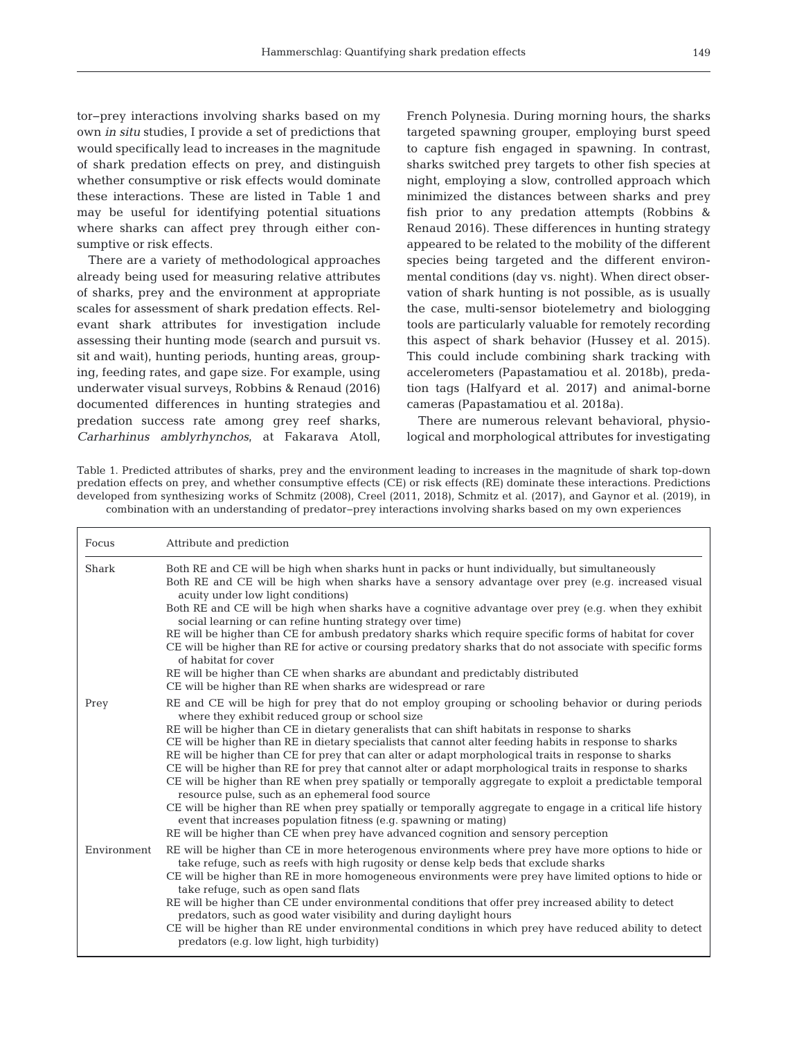tor–prey interactions involving sharks based on my own *in situ* studies, I provide a set of predictions that would specifically lead to increases in the magnitude of shark predation effects on prey, and distinguish whether consumptive or risk effects would dominate these interactions. These are listed in Table 1 and may be useful for identifying potential situations where sharks can affect prey through either consumptive or risk effects.

There are a variety of methodological approaches already being used for measuring relative attributes of sharks, prey and the environment at appropriate scales for assessment of shark predation effects. Relevant shark attributes for investigation include assessing their hunting mode (search and pursuit vs. sit and wait), hunting periods, hunting areas, grouping, feeding rates, and gape size. For example, using underwater visual surveys, Robbins & Renaud (2016) documented differences in hunting strategies and predation success rate among grey reef sharks, *Carharhinus amblyrhynchos*, at Fakarava Atoll, French Polynesia. During morning hours, the sharks targeted spawning grouper, employing burst speed to capture fish engaged in spawning. In contrast, sharks switched prey targets to other fish species at night, employing a slow, controlled approach which minimized the distances between sharks and prey fish prior to any predation attempts (Robbins & Renaud 2016). These differences in hunting strategy appeared to be related to the mobility of the different species being targeted and the different environmental conditions (day vs. night). When direct observation of shark hunting is not possible, as is usually the case, multi-sensor biotelemetry and biologging tools are particularly valuable for remotely recording this aspect of shark behavior (Hussey et al. 2015). This could include combining shark tracking with accelerometers (Papastamatiou et al. 2018b), predation tags (Halfyard et al. 2017) and animal-borne cameras (Papastamatiou et al. 2018a).

There are numerous relevant behavioral, physiological and morphological attributes for investigating

Table 1. Predicted attributes of sharks, prey and the environment leading to increases in the magnitude of shark top-down predation effects on prey, and whether consumptive effects (CE) or risk effects (RE) dominate these interactions. Predictions developed from synthesizing works of Schmitz (2008), Creel (2011, 2018), Schmitz et al. (2017), and Gaynor et al. (2019), in combination with an understanding of predator–prey interactions involving sharks based on my own experiences

| Focus | Attribute and prediction |
|---|---|
| Shark | Both RE and CE will be high when sharks hunt in packs or hunt individually, but simultaneously |
| | Both RE and CE will be high when sharks have a sensory advantage over prey (e.g. increased visual acuity under low light conditions) |
| | Both RE and CE will be high when sharks have a cognitive advantage over prey (e.g. when they exhibit social learning or can refine hunting strategy over time) |
| | RE will be higher than CE for ambush predatory sharks which require specific forms of habitat for cover |
| | CE will be higher than RE for active or coursing predatory sharks that do not associate with specific forms of habitat for cover |
| | RE will be higher than CE when sharks are abundant and predictably distributed |
| | CE will be higher than RE when sharks are widespread or rare |
| Prey | RE and CE will be high for prey that do not employ grouping or schooling behavior or during periods where they exhibit reduced group or school size |
| | RE will be higher than CE in dietary generalists that can shift habitats in response to sharks |
| | CE will be higher than RE in dietary specialists that cannot alter feeding habits in response to sharks |
| | RE will be higher than CE for prey that can alter or adapt morphological traits in response to sharks |
| | CE will be higher than RE for prey that cannot alter or adapt morphological traits in response to sharks |
| | CE will be higher than RE when prey spatially or temporally aggregate to exploit a predictable temporal resource pulse, such as an ephemeral food source |
| | CE will be higher than RE when prey spatially or temporally aggregate to engage in a critical life history event that increases population fitness (e.g. spawning or mating) |
| | RE will be higher than CE when prey have advanced cognition and sensory perception |
| Environment | RE will be higher than CE in more heterogenous environments where prey have more options to hide or take refuge, such as reefs with high rugosity or dense kelp beds that exclude sharks |
| | CE will be higher than RE in more homogeneous environments were prey have limited options to hide or take refuge, such as open sand flats |
| | RE will be higher than CE under environmental conditions that offer prey increased ability to detect predators, such as good water visibility and during daylight hours |
| | CE will be higher than RE under environmental conditions in which prey have reduced ability to detect predators (e.g. low light, high turbidity) |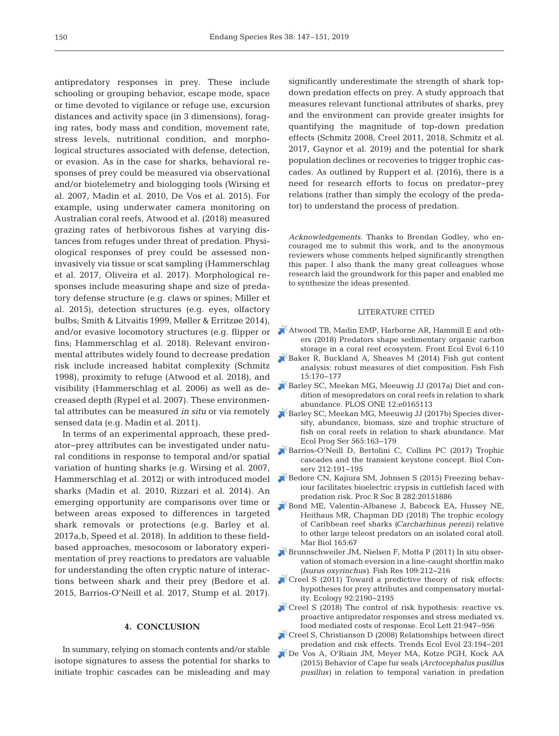antipredatory responses in prey. These include schooling or grouping behavior, escape mode, space or time devoted to vigilance or refuge use, excursion distances and activity space (in 3 dimensions), foraging rates, body mass and condition, movement rate, stress levels, nutritional condition, and morphological structures associated with defense, detection, or evasion. As in the case for sharks, behavioral responses of prey could be measured via observational and/or biotelemetry and biologging tools (Wirsing et al. 2007, Madin et al. 2010, De Vos et al. 2015). For example, using underwater camera monitoring on Australian coral reefs, Atwood et al. (2018) measured grazing rates of herbivorous fishes at varying distances from refuges under threat of predation. Physiological responses of prey could be assessed noninvasively via tissue or scat sampling (Hammerschlag et al. 2017, Oliveira et al. 2017). Morphological responses include measuring shape and size of predatory defense structure (e.g. claws or spines; Miller et al. 2015), detection structures (e.g. eyes, olfactory bulbs; Smith & Litvaitis 1999, Møller & Erritzøe 2014), and/or evasive locomotory structures (e.g. flipper or fins; Hammerschlag et al. 2018). Relevant environmental attributes widely found to decrease predation risk include increased habitat complexity (Schmitz 1998), proximity to refuge (Atwood et al. 2018), and visibility (Hammerschlag et al. 2006) as well as decreased depth (Rypel et al. 2007). These environmental attributes can be measured *in situ* or via remotely sensed data (e.g. Madin et al. 2011).

In terms of an experimental approach, these predator–prey attributes can be investigated under natural conditions in response to temporal and/or spatial variation of hunting sharks (e.g. Wirsing et al. 2007, Hammerschlag et al. 2012) or with introduced model sharks (Madin et al. 2010, Rizzari et al. 2014). An emerging opportunity are comparisons over time or between areas exposed to differences in targeted shark removals or protections (e.g. Barley et al. 2017a,b, Speed et al. 2018). In addition to these field-based approaches, mesocosom or laboratory experimentation of prey reactions to predators are valuable for understanding the often cryptic nature of interactions between shark and their prey (Bedore et al. 2015, Barrios-O'Neill et al. 2017, Stump et al. 2017).

## 4. CONCLUSION

In summary, relying on stomach contents and/or stable isotope signatures to assess the potential for sharks to initiate trophic cascades can be misleading and may significantly underestimate the strength of shark top-down predation effects on prey. A study approach that measures relevant functional attributes of sharks, prey and the environment can provide greater insights for quantifying the magnitude of top-down predation effects (Schmitz 2008, Creel 2011, 2018, Schmitz et al. 2017, Gaynor et al. 2019) and the potential for shark population declines or recoveries to trigger trophic cascades. As outlined by Ruppert et al. (2016), there is a need for research efforts to focus on predator–prey relations (rather than simply the ecology of the predator) to understand the process of predation.

*Acknowledgements*. Thanks to Brendan Godley, who encouraged me to submit this work, and to the anonymous reviewers whose comments helped significantly strengthen this paper. I also thank the many great colleagues whose research laid the groundwork for this paper and enabled me to synthesize the ideas presented.

## LITERATURE CITED

- Atwood TB, Madin EMP, Harborne AR, Hammill E and others (2018) Predators shape sedimentary organic carbon storage in a coral reef ecosystem. Front Ecol Evol 6:110
- Baker R, Buckland A, Sheaves M (2014) Fish gut content analysis: robust measures of diet composition. Fish Fish 15:170–177
- Barley SC, Meekan MG, Meeuwig JJ (2017a) Diet and condition of mesopredators on coral reefs in relation to shark abundance. PLOS ONE 12:e0165113
- Barley SC, Meekan MG, Meeuwig JJ (2017b) Species diversity, abundance, biomass, size and trophic structure of fish on coral reefs in relation to shark abundance. Mar Ecol Prog Ser 565:163–179
- Barrios-O'Neill D, Bertolini C, Collins PC (2017) Trophic cascades and the transient keystone concept. Biol Conserv 212:191–195
- Bedore CN, Kajiura SM, Johnsen S (2015) Freezing behaviour facilitates bioelectric crypsis in cuttlefish faced with predation risk. Proc R Soc B 282:20151886
- Bond ME, Valentin-Albanese J, Babcock EA, Hussey NE, Heithaus MR, Chapman DD (2018) The trophic ecology of Caribbean reef sharks (*Carcharhinus perezi*) relative to other large teleost predators on an isolated coral atoll. Mar Biol 165:67
- Brunnschweiler JM, Nielsen F, Motta P (2011) In situ observation of stomach eversion in a line-caught shortfin mako (*Isurus oxyrinchus*). Fish Res 109:212–216
- Creel S (2011) Toward a predictive theory of risk effects: hypotheses for prey attributes and compensatory mortality. Ecology 92:2190–2195
- Creel S (2018) The control of risk hypothesis: reactive vs. proactive antipredator responses and stress mediated vs. food mediated costs of response. Ecol Lett 21:947–956
- Creel S, Christianson D (2008) Relationships between direct predation and risk effects. Trends Ecol Evol 23:194–201
- De Vos A, O'Riain JM, Meyer MA, Kotze PGH, Kock AA (2015) Behavior of Cape fur seals (*Arctocephalus pusillus pusillus*) in relation to temporal variation in predation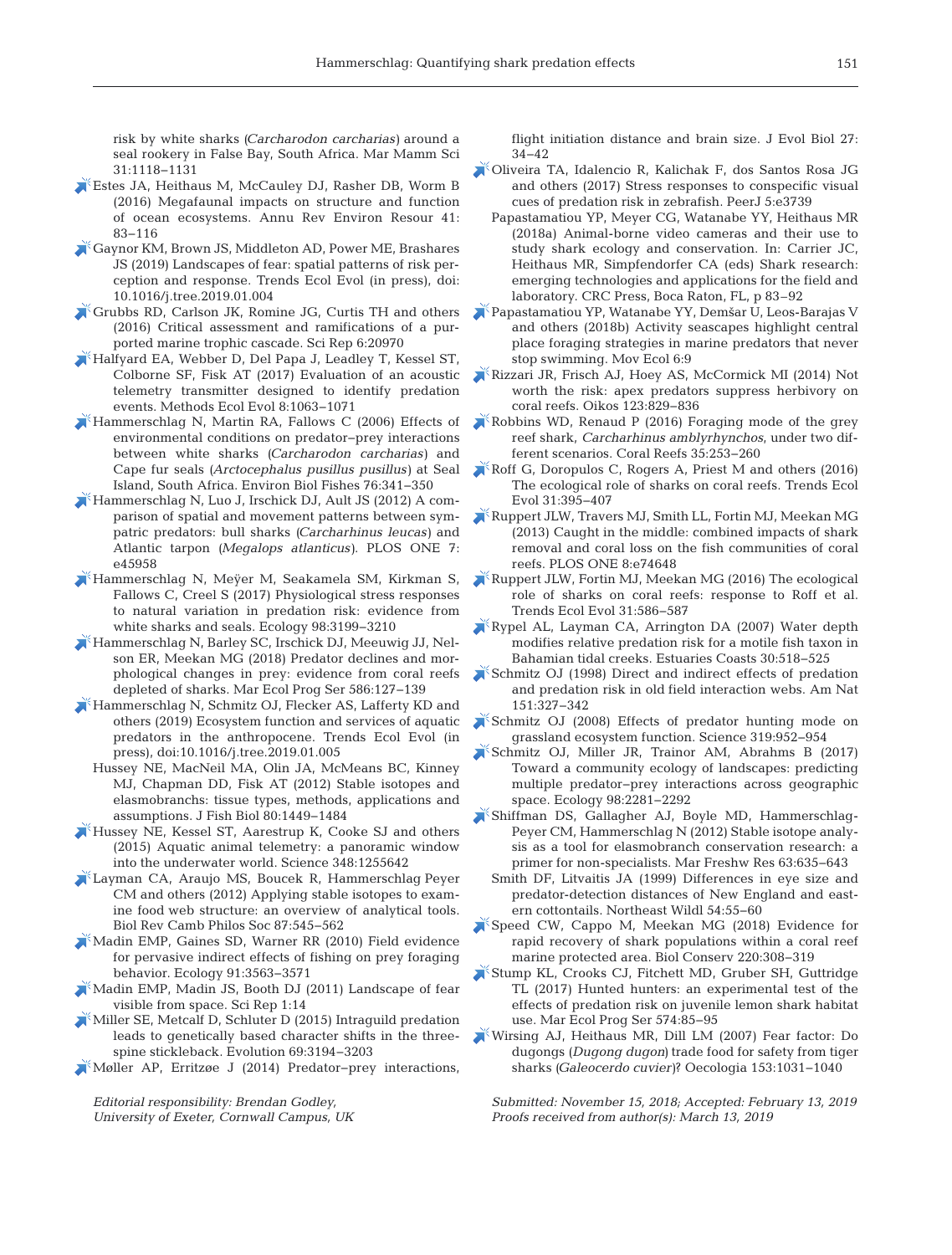risk by white sharks (*Carcharodon carcharias*) around a seal rookery in False Bay, South Africa. Mar Mamm Sci 31:1118–1131

Estes JA, Heithaus M, McCauley DJ, Rasher DB, Worm B (2016) Megafaunal impacts on structure and function of ocean ecosystems. Annu Rev Environ Resour 41: 83–116

Gaynor KM, Brown JS, Middleton AD, Power ME, Brashares JS (2019) Landscapes of fear: spatial patterns of risk perception and response. Trends Ecol Evol (in press), doi: 10.1016/j.tree.2019.01.004

Grubbs RD, Carlson JK, Romine JG, Curtis TH and others (2016) Critical assessment and ramifications of a purported marine trophic cascade. Sci Rep 6:20970

Halfyard EA, Webber D, Del Papa J, Leadley T, Kessel ST, Colborne SF, Fisk AT (2017) Evaluation of an acoustic telemetry transmitter designed to identify predation events. Methods Ecol Evol 8:1063–1071

Hammerschlag N, Martin RA, Fallows C (2006) Effects of environmental conditions on predator–prey interactions between white sharks (*Carcharodon carcharias*) and Cape fur seals (*Arctocephalus pusillus pusillus*) at Seal Island, South Africa. Environ Biol Fishes 76:341–350

Hammerschlag N, Luo J, Irschick DJ, Ault JS (2012) A comparison of spatial and movement patterns between sympatric predators: bull sharks (*Carcharhinus leucas*) and Atlantic tarpon (*Megalops atlanticus*). PLOS ONE 7: e45958

Hammerschlag N, Meÿer M, Seakamela SM, Kirkman S, Fallows C, Creel S (2017) Physiological stress responses to natural variation in predation risk: evidence from white sharks and seals. Ecology 98:3199–3210

Hammerschlag N, Barley SC, Irschick DJ, Meeuwig JJ, Nelson ER, Meekan MG (2018) Predator declines and morphological changes in prey: evidence from coral reefs depleted of sharks. Mar Ecol Prog Ser 586:127–139

Hammerschlag N, Schmitz OJ, Flecker AS, Lafferty KD and others (2019) Ecosystem function and services of aquatic predators in the anthropocene. Trends Ecol Evol (in press), doi:10.1016/j.tree.2019.01.005

Hussey NE, MacNeil MA, Olin JA, McMeans BC, Kinney MJ, Chapman DD, Fisk AT (2012) Stable isotopes and elasmobranchs: tissue types, methods, applications and assumptions. J Fish Biol 80:1449–1484

Hussey NE, Kessel ST, Aarestrup K, Cooke SJ and others (2015) Aquatic animal telemetry: a panoramic window into the underwater world. Science 348:1255642

Layman CA, Araujo MS, Boucek R, Hammerschlag Peyer CM and others (2012) Applying stable isotopes to examine food web structure: an overview of analytical tools. Biol Rev Camb Philos Soc 87:545–562

Madin EMP, Gaines SD, Warner RR (2010) Field evidence for pervasive indirect effects of fishing on prey foraging behavior. Ecology 91:3563–3571

Madin EMP, Madin JS, Booth DJ (2011) Landscape of fear visible from space. Sci Rep 1:14

Miller SE, Metcalf D, Schluter D (2015) Intraguild predation leads to genetically based character shifts in the threespine stickleback. Evolution 69:3194–3203

Møller AP, Erritzøe J (2014) Predator–prey interactions, flight initiation distance and brain size. J Evol Biol 27: 34–42

Oliveira TA, Idalencio R, Kalichak F, dos Santos Rosa JG and others (2017) Stress responses to conspecific visual cues of predation risk in zebrafish. PeerJ 5:e3739

Papastamatiou YP, Meyer CG, Watanabe YY, Heithaus MR (2018a) Animal-borne video cameras and their use to study shark ecology and conservation. In: Carrier JC, Heithaus MR, Simpfendorfer CA (eds) Shark research: emerging technologies and applications for the field and laboratory. CRC Press, Boca Raton, FL, p 83–92

Papastamatiou YP, Watanabe YY, Demšar U, Leos-Barajas V and others (2018b) Activity seascapes highlight central place foraging strategies in marine predators that never stop swimming. Mov Ecol 6:9

Rizzari JR, Frisch AJ, Hoey AS, McCormick MI (2014) Not worth the risk: apex predators suppress herbivory on coral reefs. Oikos 123:829–836

Robbins WD, Renaud P (2016) Foraging mode of the grey reef shark, *Carcharhinus amblyrhynchos*, under two different scenarios. Coral Reefs 35:253–260

Roff G, Doropulos C, Rogers A, Priest M and others (2016) The ecological role of sharks on coral reefs. Trends Ecol Evol 31:395–407

Ruppert JLW, Travers MJ, Smith LL, Fortin MJ, Meekan MG (2013) Caught in the middle: combined impacts of shark removal and coral loss on the fish communities of coral reefs. PLOS ONE 8:e74648

Ruppert JLW, Fortin MJ, Meekan MG (2016) The ecological role of sharks on coral reefs: response to Roff et al. Trends Ecol Evol 31:586–587

Rypel AL, Layman CA, Arrington DA (2007) Water depth modifies relative predation risk for a motile fish taxon in Bahamian tidal creeks. Estuaries Coasts 30:518–525

Schmitz OJ (1998) Direct and indirect effects of predation and predation risk in old field interaction webs. Am Nat 151:327–342

Schmitz OJ (2008) Effects of predator hunting mode on grassland ecosystem function. Science 319:952–954

Schmitz OJ, Miller JR, Trainor AM, Abrahms B (2017) Toward a community ecology of landscapes: predicting multiple predator–prey interactions across geographic space. Ecology 98:2281–2292

Shiffman DS, Gallagher AJ, Boyle MD, Hammerschlag-Peyer CM, Hammerschlag N (2012) Stable isotope analysis as a tool for elasmobranch conservation research: a primer for non-specialists. Mar Freshw Res 63:635–643

Smith DF, Litvaitis JA (1999) Differences in eye size and predator-detection distances of New England and eastern cottontails. Northeast Wildl 54:55–60

Speed CW, Cappo M, Meekan MG (2018) Evidence for rapid recovery of shark populations within a coral reef marine protected area. Biol Conserv 220:308–319

Stump KL, Crooks CJ, Fitchett MD, Gruber SH, Guttridge TL (2017) Hunted hunters: an experimental test of the effects of predation risk on juvenile lemon shark habitat use. Mar Ecol Prog Ser 574:85–95

Wirsing AJ, Heithaus MR, Dill LM (2007) Fear factor: Do dugongs (*Dugong dugon*) trade food for safety from tiger sharks (*Galeocerdo cuvier*)? Oecologia 153:1031–1040

*Editorial responsibility: Brendan Godley, University of Exeter, Cornwall Campus, UK*

*Submitted: November 15, 2018; Accepted: February 13, 2019*
*Proofs received from author(s): March 13, 2019*